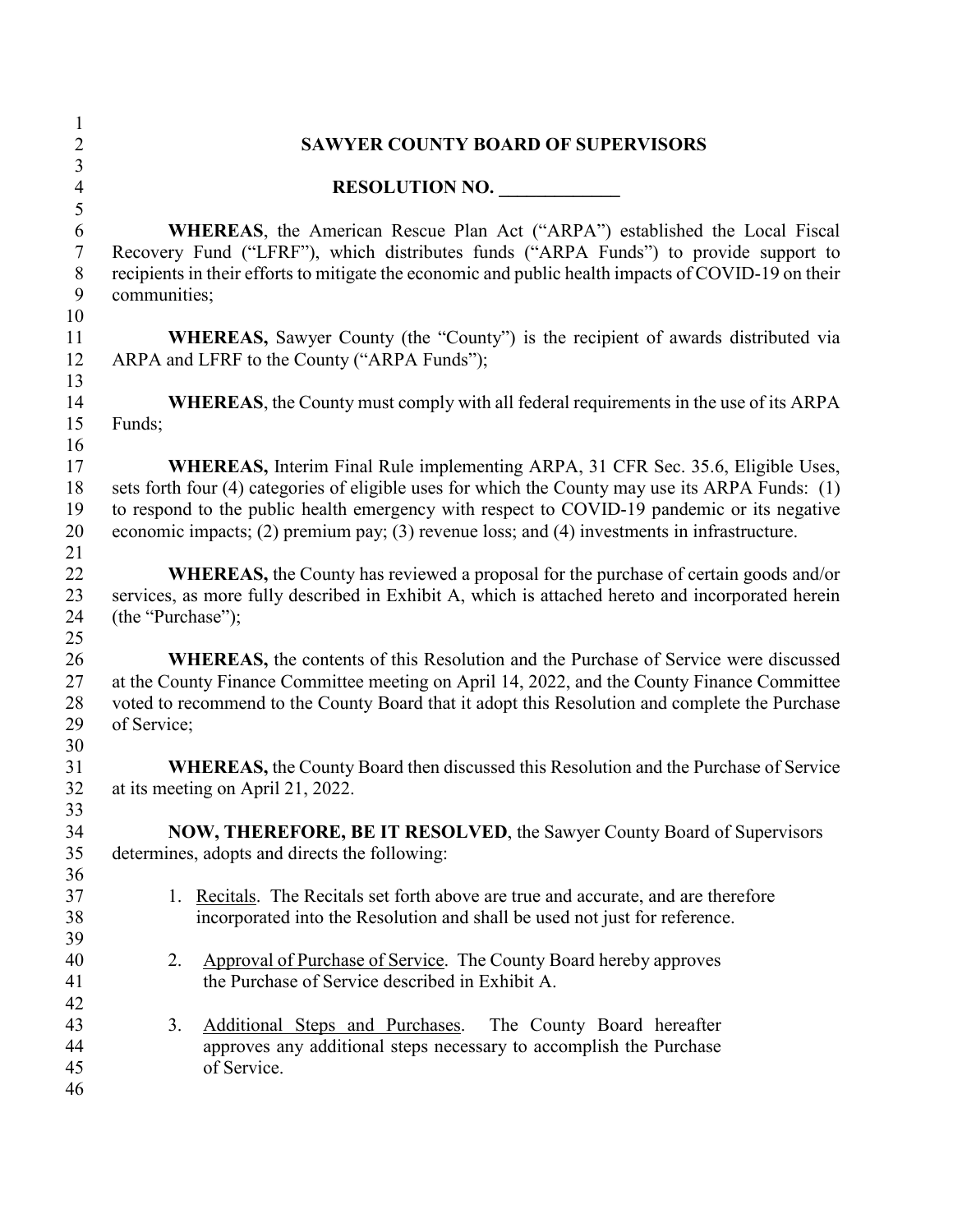# SAWYER COUNTY BOARD OF SUPERVISORS

## RESOLUTION NO. _____________

**WHEREAS**, the American Rescue Plan Act ("ARPA") established the Local Fiscal Recovery Fund ("LFRF"), which distributes funds ("ARPA Funds") to provide support to recipients in their efforts to mitigate the economic and public health impacts of COVID-19 on their communities;

**WHEREAS,** Sawyer County (the "County") is the recipient of awards distributed via ARPA and LFRF to the County ("ARPA Funds");

**WHEREAS**, the County must comply with all federal requirements in the use of its ARPA Funds;

**WHEREAS,** Interim Final Rule implementing ARPA, 31 CFR Sec. 35.6, Eligible Uses, sets forth four (4) categories of eligible uses for which the County may use its ARPA Funds: (1) to respond to the public health emergency with respect to COVID-19 pandemic or its negative economic impacts; (2) premium pay; (3) revenue loss; and (4) investments in infrastructure.

**WHEREAS,** the County has reviewed a proposal for the purchase of certain goods and/or services, as more fully described in Exhibit A, which is attached hereto and incorporated herein (the "Purchase");

**WHEREAS,** the contents of this Resolution and the Purchase of Service were discussed at the County Finance Committee meeting on April 14, 2022, and the County Finance Committee voted to recommend to the County Board that it adopt this Resolution and complete the Purchase of Service;

**WHEREAS,** the County Board then discussed this Resolution and the Purchase of Service at its meeting on April 21, 2022.

**NOW, THEREFORE, BE IT RESOLVED**, the Sawyer County Board of Supervisors determines, adopts and directs the following:

1. Recitals. The Recitals set forth above are true and accurate, and are therefore incorporated into the Resolution and shall be used not just for reference.

2. Approval of Purchase of Service. The County Board hereby approves the Purchase of Service described in Exhibit A.

3. Additional Steps and Purchases. The County Board hereafter approves any additional steps necessary to accomplish the Purchase of Service.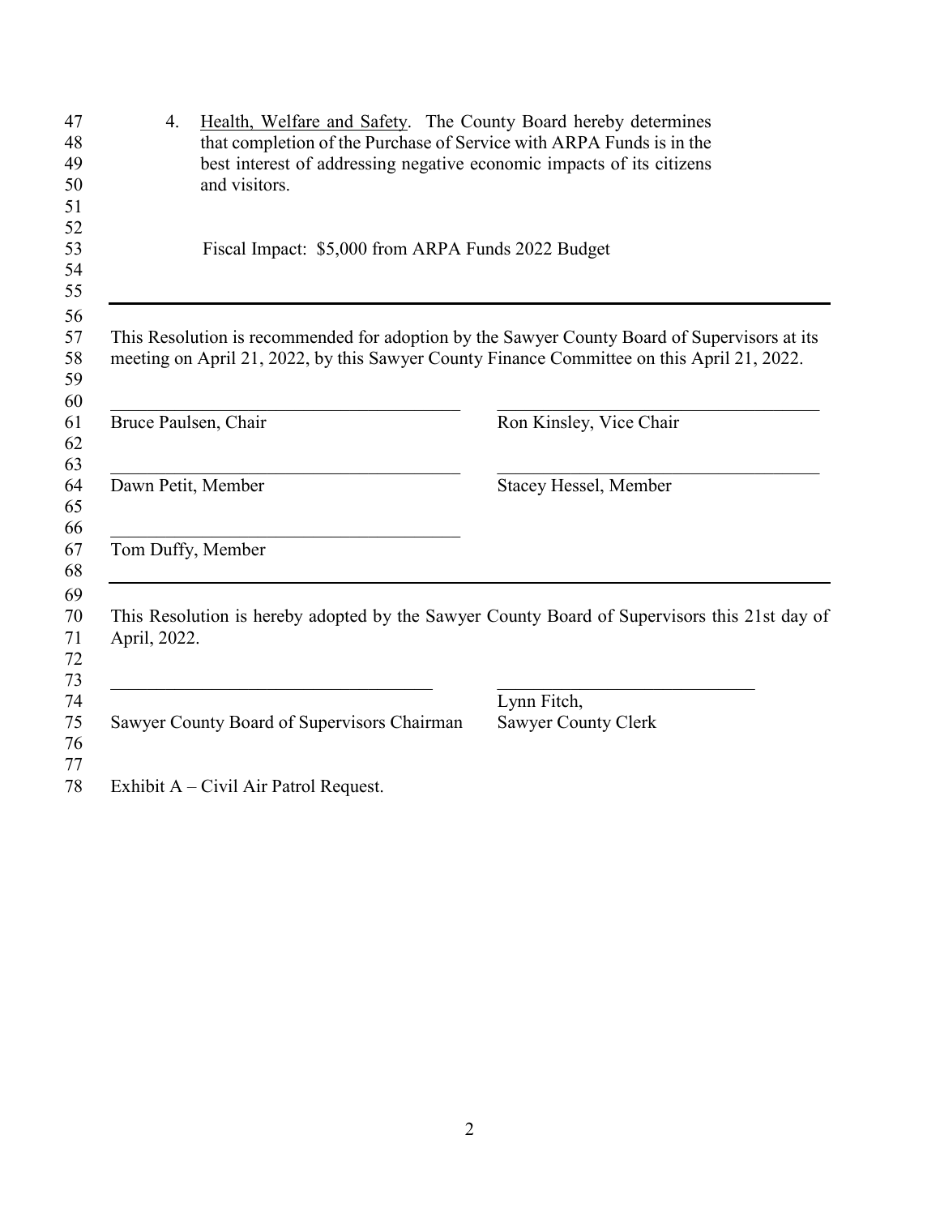4. Health, Welfare and Safety. The County Board hereby determines that completion of the Purchase of Service with ARPA Funds is in the best interest of addressing negative economic impacts of its citizens and visitors.

Fiscal Impact: $5,000 from ARPA Funds 2022 Budget

---

This Resolution is recommended for adoption by the Sawyer County Board of Supervisors at its meeting on April 21, 2022, by this Sawyer County Finance Committee on this April 21, 2022.

| | |
|---|---|
| \_\_\_\_\_\_\_\_\_\_\_\_\_\_\_\_\_\_\_\_\_\_\_\_\_\_\_\_\_\_ | \_\_\_\_\_\_\_\_\_\_\_\_\_\_\_\_\_\_\_\_\_\_\_\_\_\_\_\_\_\_ |
| Bruce Paulsen, Chair | Ron Kinsley, Vice Chair |
| \_\_\_\_\_\_\_\_\_\_\_\_\_\_\_\_\_\_\_\_\_\_\_\_\_\_\_\_\_\_ | \_\_\_\_\_\_\_\_\_\_\_\_\_\_\_\_\_\_\_\_\_\_\_\_\_\_\_\_\_\_ |
| Dawn Petit, Member | Stacey Hessel, Member |
| \_\_\_\_\_\_\_\_\_\_\_\_\_\_\_\_\_\_\_\_\_\_\_\_\_\_\_\_\_\_ | |
| Tom Duffy, Member | |

---

This Resolution is hereby adopted by the Sawyer County Board of Supervisors this 21st day of April, 2022.

| | |
|---|---|
| \_\_\_\_\_\_\_\_\_\_\_\_\_\_\_\_\_\_\_\_\_\_\_\_\_\_\_\_\_\_ | \_\_\_\_\_\_\_\_\_\_\_\_\_\_\_\_\_\_\_\_\_\_\_\_\_\_\_\_\_\_ |
| | Lynn Fitch, |
| Sawyer County Board of Supervisors Chairman | Sawyer County Clerk |

Exhibit A – Civil Air Patrol Request.